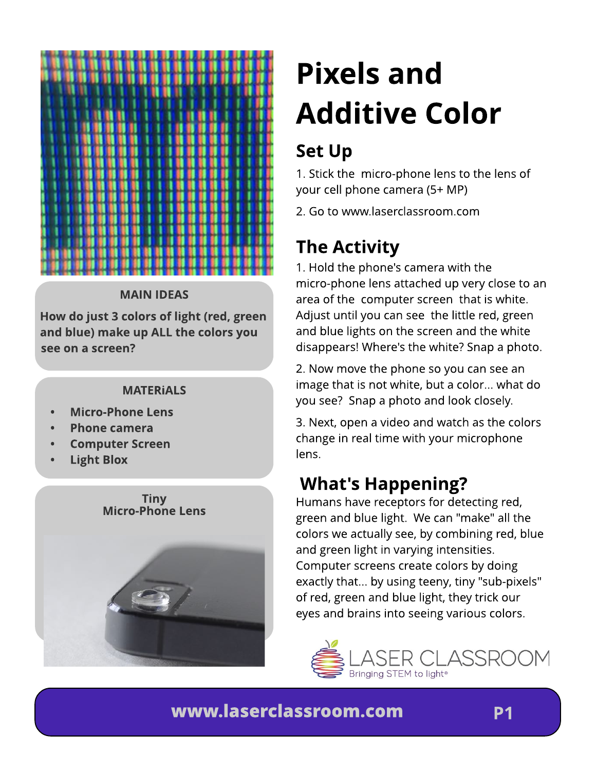# Pixels and Additive Color

## Set Up

1. Stick the micro-phone lens to the lens of your cell phone camera (5+ MP)

2. Go to www.laserclassroom.com

## The Activity

1. Hold the phone's camera with the micro-phone lens attached up very close to an area of the computer screen that is white. Adjust until you can see the little red, green and blue lights on the screen and the white disappears! Where's the white? Snap a photo.

2. Now move the phone so you can see an image that is not white, but a color... what do you see? Snap a photo and look closely.

3. Next, open a video and watch as the colors change in real time with your microphone lens.

## What's Happening?

Humans have receptors for detecting red, green and blue light. We can "make" all the colors we actually see, by combining red, blue and green light in varying intensities. Computer screens create colors by doing exactly that... by using teeny, tiny "sub-pixels" of red, green and blue light, they trick our eyes and brains into seeing various colors.

### MAIN IDEAS

**How do just 3 colors of light (red, green and blue) make up ALL the colors you see on a screen?**

### MATERiALS

- **Micro-Phone Lens**
- **Phone camera**
- **Computer Screen**
- **Light Blox**

**Tiny Micro-Phone Lens**

LASER CLASSROOM
Bringing STEM to light®

**www.laserclassroom.com**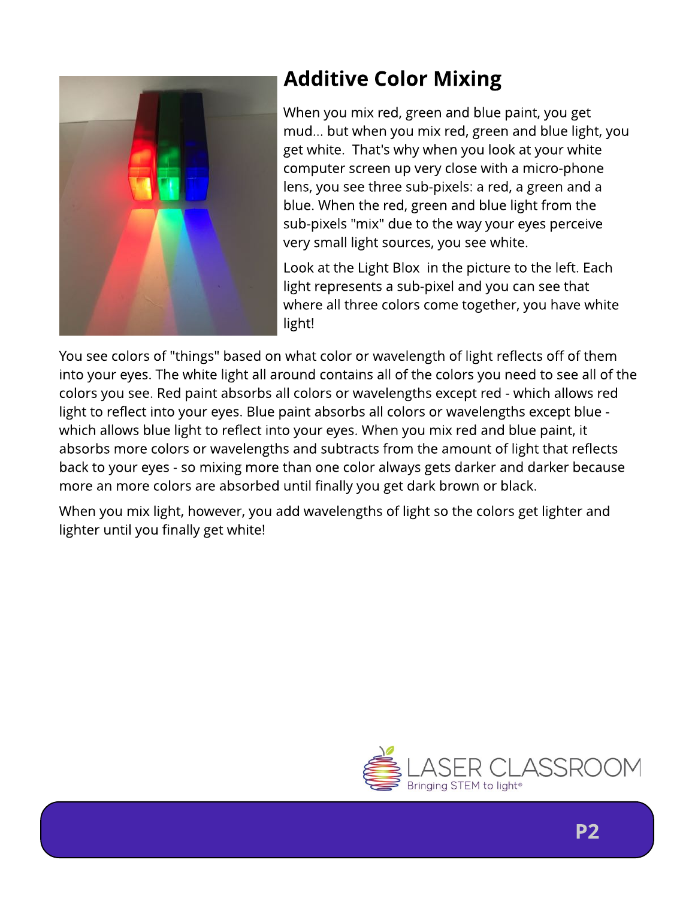## Additive Color Mixing

When you mix red, green and blue paint, you get mud... but when you mix red, green and blue light, you get white.  That's why when you look at your white computer screen up very close with a micro-phone lens, you see three sub-pixels: a red, a green and a blue. When the red, green and blue light from the sub-pixels "mix" due to the way your eyes perceive very small light sources, you see white.

Look at the Light Blox  in the picture to the left. Each light represents a sub-pixel and you can see that where all three colors come together, you have white light!

You see colors of "things" based on what color or wavelength of light reflects off of them into your eyes. The white light all around contains all of the colors you need to see all of the colors you see. Red paint absorbs all colors or wavelengths except red - which allows red light to reflect into your eyes. Blue paint absorbs all colors or wavelengths except blue - which allows blue light to reflect into your eyes. When you mix red and blue paint, it absorbs more colors or wavelengths and subtracts from the amount of light that reflects back to your eyes - so mixing more than one color always gets darker and darker because more an more colors are absorbed until finally you get dark brown or black.

When you mix light, however, you add wavelengths of light so the colors get lighter and lighter until you finally get white!

LASER CLASSROOM
Bringing STEM to light®